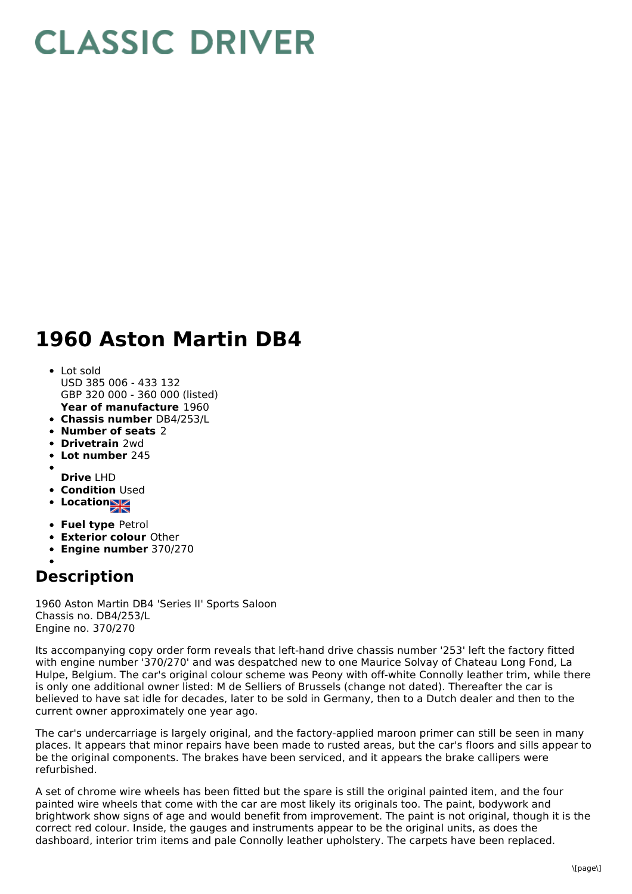# CLASSIC DRIVER

# 1960 Aston Martin DB4

- Lot sold
  USD 385 006 - 433 132
  GBP 320 000 - 360 000 (listed)
  **Year of manufacture** 1960
- **Chassis number** DB4/253/L
- **Number of seats** 2
- **Drivetrain** 2wd
- **Lot number** 245
- **Drive** LHD
- **Condition** Used
- **Location**
- **Fuel type** Petrol
- **Exterior colour** Other
- **Engine number** 370/270

## Description

1960 Aston Martin DB4 'Series II' Sports Saloon
Chassis no. DB4/253/L
Engine no. 370/270

Its accompanying copy order form reveals that left-hand drive chassis number '253' left the factory fitted with engine number '370/270' and was despatched new to one Maurice Solvay of Chateau Long Fond, La Hulpe, Belgium. The car's original colour scheme was Peony with off-white Connolly leather trim, while there is only one additional owner listed: M de Selliers of Brussels (change not dated). Thereafter the car is believed to have sat idle for decades, later to be sold in Germany, then to a Dutch dealer and then to the current owner approximately one year ago.

The car's undercarriage is largely original, and the factory-applied maroon primer can still be seen in many places. It appears that minor repairs have been made to rusted areas, but the car's floors and sills appear to be the original components. The brakes have been serviced, and it appears the brake callipers were refurbished.

A set of chrome wire wheels has been fitted but the spare is still the original painted item, and the four painted wire wheels that come with the car are most likely its originals too. The paint, bodywork and brightwork show signs of age and would benefit from improvement. The paint is not original, though it is the correct red colour. Inside, the gauges and instruments appear to be the original units, as does the dashboard, interior trim items and pale Connolly leather upholstery. The carpets have been replaced.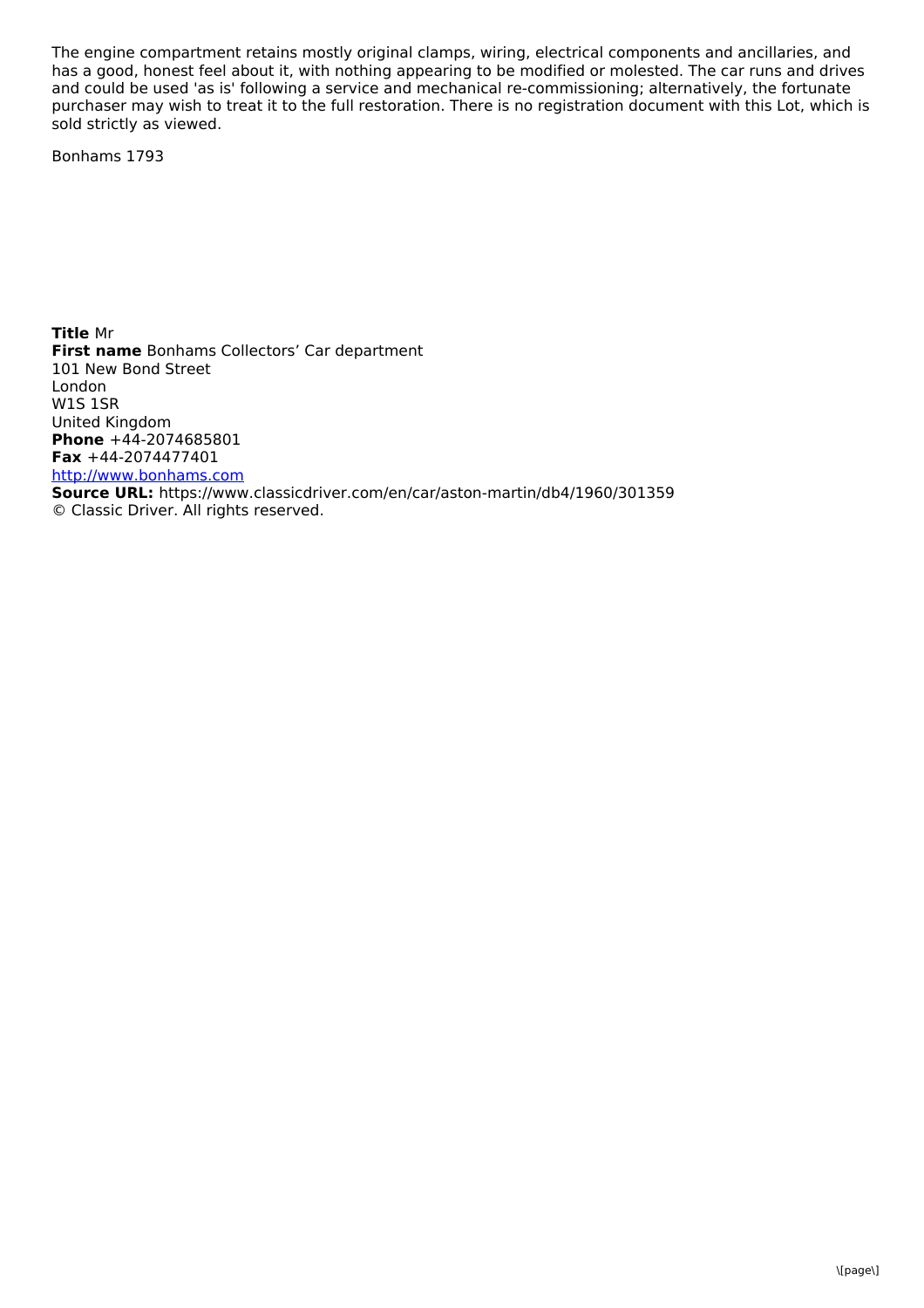The engine compartment retains mostly original clamps, wiring, electrical components and ancillaries, and has a good, honest feel about it, with nothing appearing to be modified or molested. The car runs and drives and could be used 'as is' following a service and mechanical re-commissioning; alternatively, the fortunate purchaser may wish to treat it to the full restoration. There is no registration document with this Lot, which is sold strictly as viewed.

Bonhams 1793

**Title** Mr
**First name** Bonhams Collectors' Car department
101 New Bond Street
London
W1S 1SR
United Kingdom
**Phone** +44-2074685801
**Fax** +44-2074477401
[http://www.bonhams.com](http://www.bonhams.com)
**Source URL:** https://www.classicdriver.com/en/car/aston-martin/db4/1960/301359
© Classic Driver. All rights reserved.